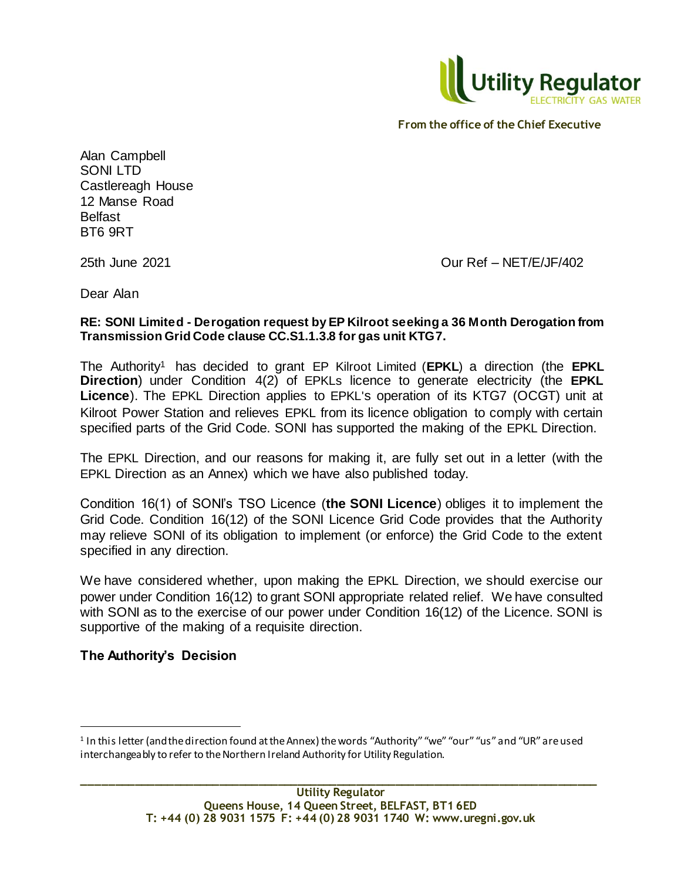From the office of the Chief Executive

Alan Campbell
SONI LTD
Castlereagh House
12 Manse Road
Belfast
BT6 9RT

25th June 2021

Our Ref – NET/E/JF/402

Dear Alan

**RE: SONI Limited - Derogation request by EP Kilroot seeking a 36 Month Derogation from Transmission Grid Code clause CC.S1.1.3.8 for gas unit KTG7.**

The Authority[1] has decided to grant EP Kilroot Limited (**EPKL**) a direction (the **EPKL Direction**) under Condition 4(2) of EPKLs licence to generate electricity (the **EPKL Licence**). The EPKL Direction applies to EPKL's operation of its KTG7 (OCGT) unit at Kilroot Power Station and relieves EPKL from its licence obligation to comply with certain specified parts of the Grid Code. SONI has supported the making of the EPKL Direction.

The EPKL Direction, and our reasons for making it, are fully set out in a letter (with the EPKL Direction as an Annex) which we have also published today.

Condition 16(1) of SONI's TSO Licence (**the SONI Licence**) obliges it to implement the Grid Code. Condition 16(12) of the SONI Licence Grid Code provides that the Authority may relieve SONI of its obligation to implement (or enforce) the Grid Code to the extent specified in any direction.

We have considered whether, upon making the EPKL Direction, we should exercise our power under Condition 16(12) to grant SONI appropriate related relief. We have consulted with SONI as to the exercise of our power under Condition 16(12) of the Licence. SONI is supportive of the making of a requisite direction.

**The Authority's Decision**

[1] In this letter (and the direction found at the Annex) the words "Authority" "we" "our" "us" and "UR" are used interchangeably to refer to the Northern Ireland Authority for Utility Regulation.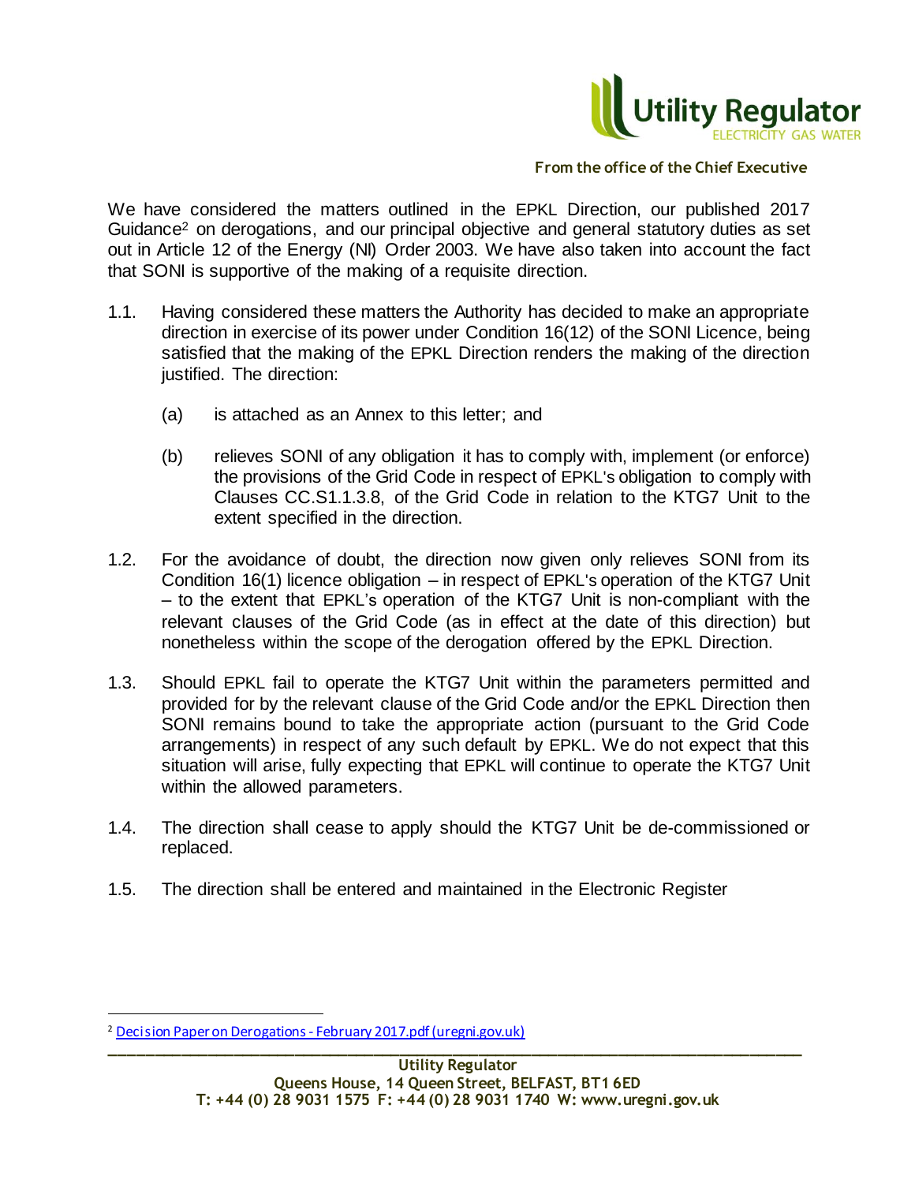We have considered the matters outlined in the EPKL Direction, our published 2017 Guidance[2] on derogations, and our principal objective and general statutory duties as set out in Article 12 of the Energy (NI) Order 2003. We have also taken into account the fact that SONI is supportive of the making of a requisite direction.

1.1. Having considered these matters the Authority has decided to make an appropriate direction in exercise of its power under Condition 16(12) of the SONI Licence, being satisfied that the making of the EPKL Direction renders the making of the direction justified. The direction:

   (a) is attached as an Annex to this letter; and

   (b) relieves SONI of any obligation it has to comply with, implement (or enforce) the provisions of the Grid Code in respect of EPKL's obligation to comply with Clauses CC.S1.1.3.8, of the Grid Code in relation to the KTG7 Unit to the extent specified in the direction.

1.2. For the avoidance of doubt, the direction now given only relieves SONI from its Condition 16(1) licence obligation – in respect of EPKL's operation of the KTG7 Unit – to the extent that EPKL's operation of the KTG7 Unit is non-compliant with the relevant clauses of the Grid Code (as in effect at the date of this direction) but nonetheless within the scope of the derogation offered by the EPKL Direction.

1.3. Should EPKL fail to operate the KTG7 Unit within the parameters permitted and provided for by the relevant clause of the Grid Code and/or the EPKL Direction then SONI remains bound to take the appropriate action (pursuant to the Grid Code arrangements) in respect of any such default by EPKL. We do not expect that this situation will arise, fully expecting that EPKL will continue to operate the KTG7 Unit within the allowed parameters.

1.4. The direction shall cease to apply should the KTG7 Unit be de-commissioned or replaced.

1.5. The direction shall be entered and maintained in the Electronic Register

[2] Decision Paper on Derogations - February 2017.pdf (uregni.gov.uk)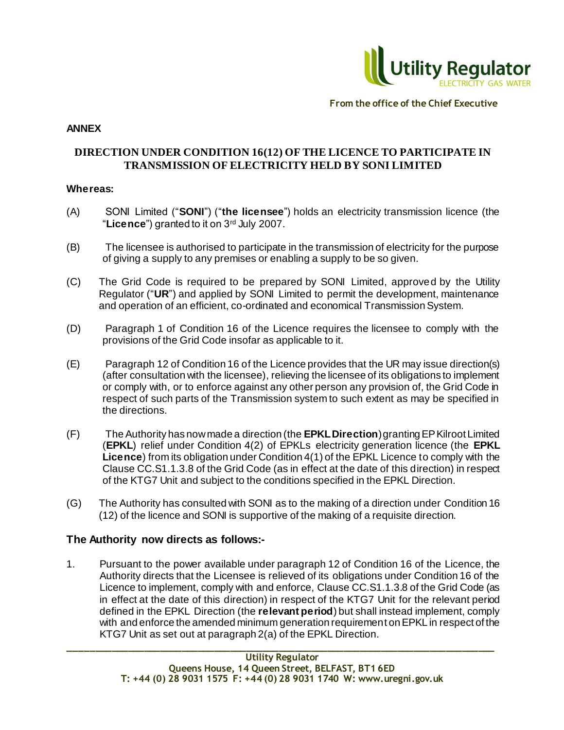**ANNEX**

## DIRECTION UNDER CONDITION 16(12) OF THE LICENCE TO PARTICIPATE IN TRANSMISSION OF ELECTRICITY HELD BY SONI LIMITED

**Whereas:**

(A) SONI Limited ("**SONI**") ("**the licensee**") holds an electricity transmission licence (the "**Licence**") granted to it on 3rd July 2007.

(B) The licensee is authorised to participate in the transmission of electricity for the purpose of giving a supply to any premises or enabling a supply to be so given.

(C) The Grid Code is required to be prepared by SONI Limited, approved by the Utility Regulator ("**UR**") and applied by SONI Limited to permit the development, maintenance and operation of an efficient, co-ordinated and economical Transmission System.

(D) Paragraph 1 of Condition 16 of the Licence requires the licensee to comply with the provisions of the Grid Code insofar as applicable to it.

(E) Paragraph 12 of Condition 16 of the Licence provides that the UR may issue direction(s) (after consultation with the licensee), relieving the licensee of its obligations to implement or comply with, or to enforce against any other person any provision of, the Grid Code in respect of such parts of the Transmission system to such extent as may be specified in the directions.

(F) The Authority has now made a direction (the **EPKL Direction**) granting EP Kilroot Limited (**EPKL**) relief under Condition 4(2) of EPKLs electricity generation licence (the **EPKL Licence**) from its obligation under Condition 4(1) of the EPKL Licence to comply with the Clause CC.S1.1.3.8 of the Grid Code (as in effect at the date of this direction) in respect of the KTG7 Unit and subject to the conditions specified in the EPKL Direction.

(G) The Authority has consulted with SONI as to the making of a direction under Condition 16 (12) of the licence and SONI is supportive of the making of a requisite direction.

### The Authority now directs as follows:-

1. Pursuant to the power available under paragraph 12 of Condition 16 of the Licence, the Authority directs that the Licensee is relieved of its obligations under Condition 16 of the Licence to implement, comply with and enforce, Clause CC.S1.1.3.8 of the Grid Code (as in effect at the date of this direction) in respect of the KTG7 Unit for the relevant period defined in the EPKL Direction (the **relevant period**) but shall instead implement, comply with and enforce the amended minimum generation requirement on EPKL in respect of the KTG7 Unit as set out at paragraph 2(a) of the EPKL Direction.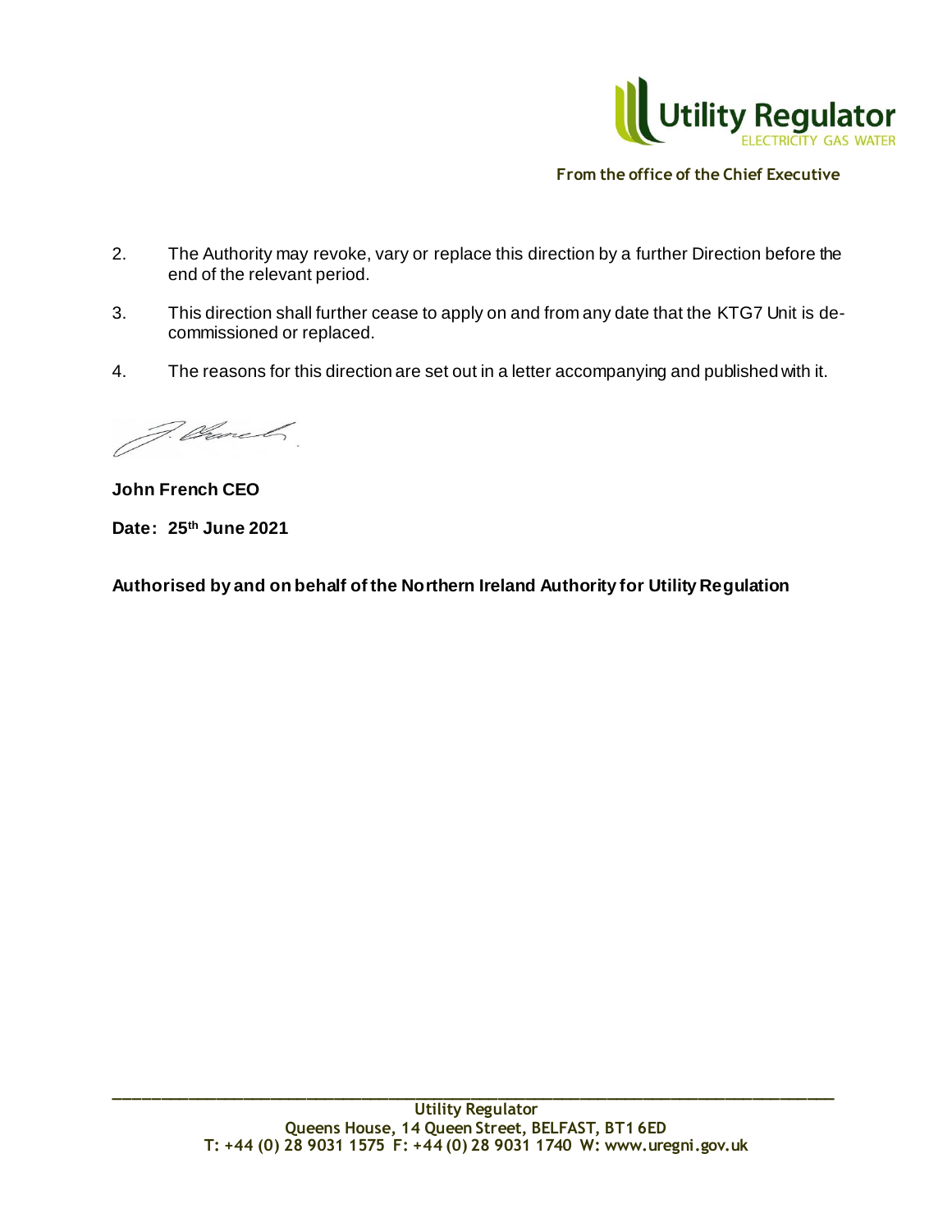From the office of the Chief Executive

2. The Authority may revoke, vary or replace this direction by a further Direction before the end of the relevant period.

3. This direction shall further cease to apply on and from any date that the KTG7 Unit is de-commissioned or replaced.

4. The reasons for this direction are set out in a letter accompanying and published with it.

**John French CEO**

**Date: 25th June 2021**

**Authorised by and on behalf of the Northern Ireland Authority for Utility Regulation**